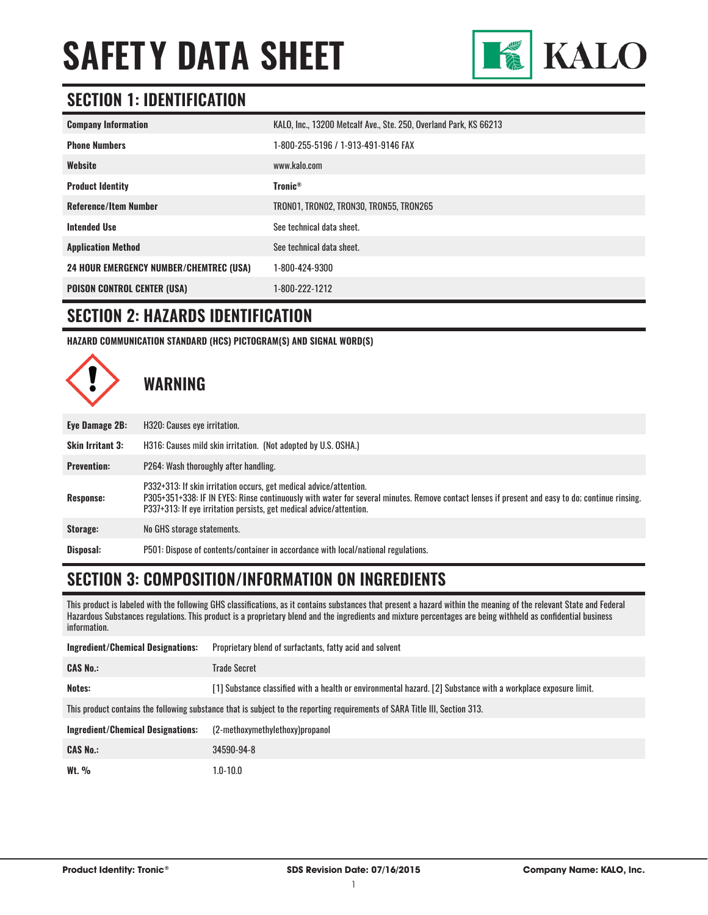# SAFETY DATA SHEET

KALO

## SECTION 1: IDENTIFICATION

| | |
|---|---|
| **Company Information** | KALO, Inc., 13200 Metcalf Ave., Ste. 250, Overland Park, KS 66213 |
| **Phone Numbers** | 1-800-255-5196 / 1-913-491-9146 FAX |
| **Website** | www.kalo.com |
| **Product Identity** | **Tronic®** |
| **Reference/Item Number** | TRON01, TRON02, TRON30, TRON55, TRON265 |
| **Intended Use** | See technical data sheet. |
| **Application Method** | See technical data sheet. |
| **24 HOUR EMERGENCY NUMBER/CHEMTREC (USA)** | 1-800-424-9300 |
| **POISON CONTROL CENTER (USA)** | 1-800-222-1212 |

## SECTION 2: HAZARDS IDENTIFICATION

**HAZARD COMMUNICATION STANDARD (HCS) PICTOGRAM(S) AND SIGNAL WORD(S)**

### WARNING

| | |
|---|---|
| **Eye Damage 2B:** | H320: Causes eye irritation. |
| **Skin Irritant 3:** | H316: Causes mild skin irritation. (Not adopted by U.S. OSHA.) |
| **Prevention:** | P264: Wash thoroughly after handling. |
| **Response:** | P332+313: If skin irritation occurs, get medical advice/attention. P305+351+338: IF IN EYES: Rinse continuously with water for several minutes. Remove contact lenses if present and easy to do; continue rinsing. P337+313: If eye irritation persists, get medical advice/attention. |
| **Storage:** | No GHS storage statements. |
| **Disposal:** | P501: Dispose of contents/container in accordance with local/national regulations. |

## SECTION 3: COMPOSITION/INFORMATION ON INGREDIENTS

This product is labeled with the following GHS classifications, as it contains substances that present a hazard within the meaning of the relevant State and Federal Hazardous Substances regulations. This product is a proprietary blend and the ingredients and mixture percentages are being withheld as confidential business information.

| | |
|---|---|
| **Ingredient/Chemical Designations:** | Proprietary blend of surfactants, fatty acid and solvent |
| **CAS No.:** | Trade Secret |
| **Notes:** | [1] Substance classified with a health or environmental hazard. [2] Substance with a workplace exposure limit. |

This product contains the following substance that is subject to the reporting requirements of SARA Title III, Section 313.

| | |
|---|---|
| **Ingredient/Chemical Designations:** | (2-methoxymethylethoxy)propanol |
| **CAS No.:** | 34590-94-8 |
| **Wt. %** | 1.0-10.0 |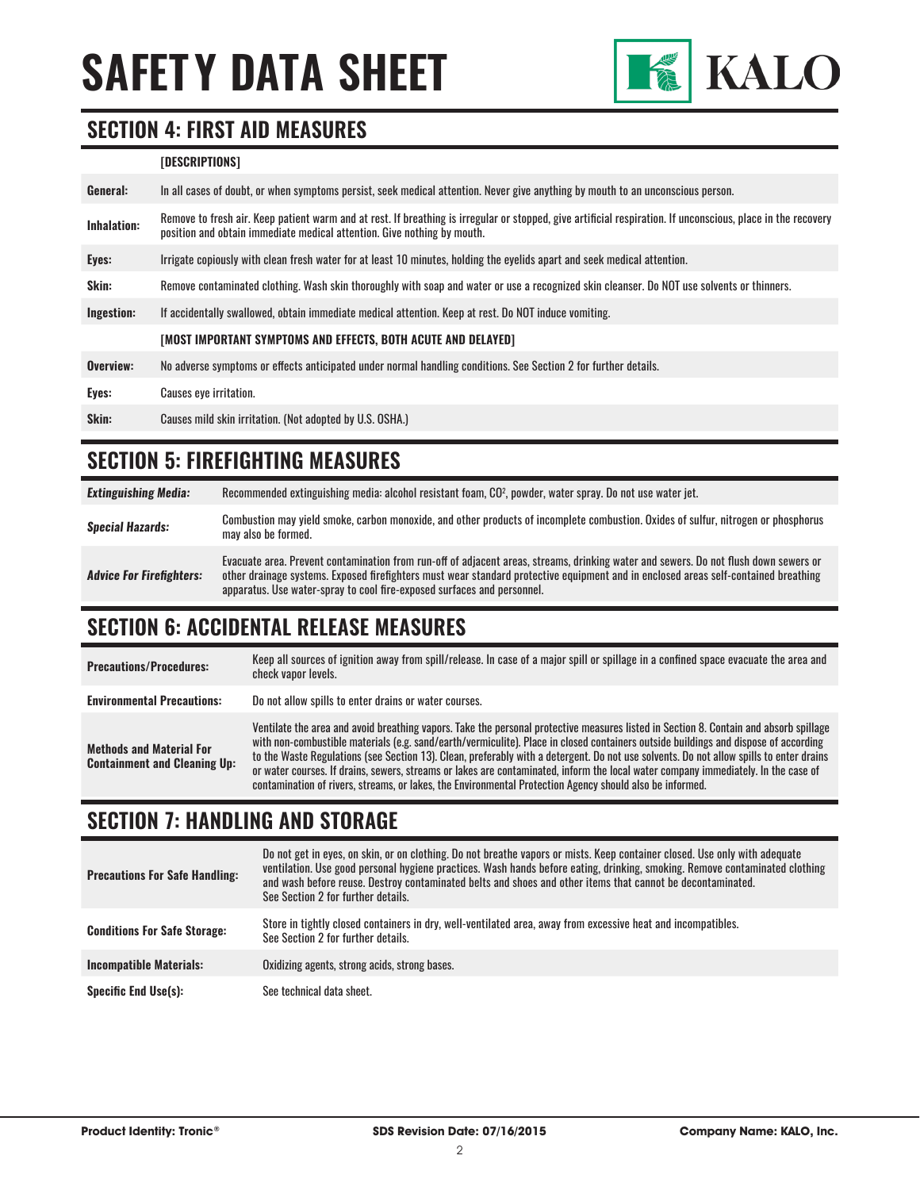# SAFETY DATA SHEET

## SECTION 4: FIRST AID MEASURES

| | [DESCRIPTIONS] |
|---|---|
| **General:** | In all cases of doubt, or when symptoms persist, seek medical attention. Never give anything by mouth to an unconscious person. |
| **Inhalation:** | Remove to fresh air. Keep patient warm and at rest. If breathing is irregular or stopped, give artificial respiration. If unconscious, place in the recovery position and obtain immediate medical attention. Give nothing by mouth. |
| **Eyes:** | Irrigate copiously with clean fresh water for at least 10 minutes, holding the eyelids apart and seek medical attention. |
| **Skin:** | Remove contaminated clothing. Wash skin thoroughly with soap and water or use a recognized skin cleanser. Do NOT use solvents or thinners. |
| **Ingestion:** | If accidentally swallowed, obtain immediate medical attention. Keep at rest. Do NOT induce vomiting. |
| | **[MOST IMPORTANT SYMPTOMS AND EFFECTS, BOTH ACUTE AND DELAYED]** |
| **Overview:** | No adverse symptoms or effects anticipated under normal handling conditions. See Section 2 for further details. |
| **Eyes:** | Causes eye irritation. |
| **Skin:** | Causes mild skin irritation. (Not adopted by U.S. OSHA.) |

## SECTION 5: FIREFIGHTING MEASURES

| | |
|---|---|
| ***Extinguishing Media:*** | Recommended extinguishing media: alcohol resistant foam, $CO^2$, powder, water spray. Do not use water jet. |
| ***Special Hazards:*** | Combustion may yield smoke, carbon monoxide, and other products of incomplete combustion. Oxides of sulfur, nitrogen or phosphorus may also be formed. |
| ***Advice For Firefighters:*** | Evacuate area. Prevent contamination from run-off of adjacent areas, streams, drinking water and sewers. Do not flush down sewers or other drainage systems. Exposed firefighters must wear standard protective equipment and in enclosed areas self-contained breathing apparatus. Use water-spray to cool fire-exposed surfaces and personnel. |

## SECTION 6: ACCIDENTAL RELEASE MEASURES

| | |
|---|---|
| **Precautions/Procedures:** | Keep all sources of ignition away from spill/release. In case of a major spill or spillage in a confined space evacuate the area and check vapor levels. |
| **Environmental Precautions:** | Do not allow spills to enter drains or water courses. |
| **Methods and Material For Containment and Cleaning Up:** | Ventilate the area and avoid breathing vapors. Take the personal protective measures listed in Section 8. Contain and absorb spillage with non-combustible materials (e.g. sand/earth/vermiculite). Place in closed containers outside buildings and dispose of according to the Waste Regulations (see Section 13). Clean, preferably with a detergent. Do not use solvents. Do not allow spills to enter drains or water courses. If drains, sewers, streams or lakes are contaminated, inform the local water company immediately. In the case of contamination of rivers, streams, or lakes, the Environmental Protection Agency should also be informed. |

## SECTION 7: HANDLING AND STORAGE

| | |
|---|---|
| **Precautions For Safe Handling:** | Do not get in eyes, on skin, or on clothing. Do not breathe vapors or mists. Keep container closed. Use only with adequate ventilation. Use good personal hygiene practices. Wash hands before eating, drinking, smoking. Remove contaminated clothing and wash before reuse. Destroy contaminated belts and shoes and other items that cannot be decontaminated. See Section 2 for further details. |
| **Conditions For Safe Storage:** | Store in tightly closed containers in dry, well-ventilated area, away from excessive heat and incompatibles. See Section 2 for further details. |
| **Incompatible Materials:** | Oxidizing agents, strong acids, strong bases. |
| **Specific End Use(s):** | See technical data sheet. |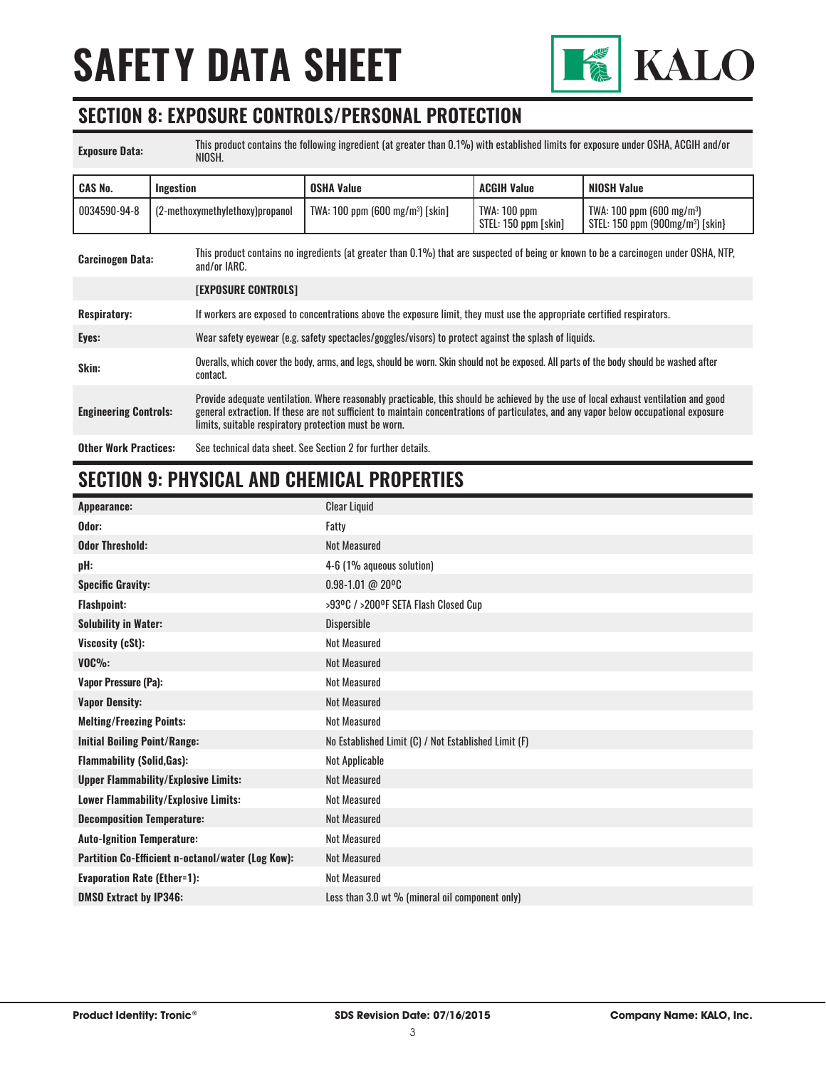# SAFETY DATA SHEET

## SECTION 8: EXPOSURE CONTROLS/PERSONAL PROTECTION

**Exposure Data:** This product contains the following ingredient (at greater than 0.1%) with established limits for exposure under OSHA, ACGIH and/or NIOSH.

| CAS No. | Ingestion | OSHA Value | ACGIH Value | NIOSH Value |
|---|---|---|---|---|
| 0034590-94-8 | (2-methoxymethylethoxy)propanol | TWA: 100 ppm (600 mg/m³) [skin] | TWA: 100 ppm<br>STEL: 150 ppm [skin] | TWA: 100 ppm (600 mg/m³)<br>STEL: 150 ppm (900mg/m³) [skin} |

| | |
|---|---|
| **Carcinogen Data:** | This product contains no ingredients (at greater than 0.1%) that are suspected of being or known to be a carcinogen under OSHA, NTP, and/or IARC. |
| | **[EXPOSURE CONTROLS]** |
| **Respiratory:** | If workers are exposed to concentrations above the exposure limit, they must use the appropriate certified respirators. |
| **Eyes:** | Wear safety eyewear (e.g. safety spectacles/goggles/visors) to protect against the splash of liquids. |
| **Skin:** | Overalls, which cover the body, arms, and legs, should be worn. Skin should not be exposed. All parts of the body should be washed after contact. |
| **Engineering Controls:** | Provide adequate ventilation. Where reasonably practicable, this should be achieved by the use of local exhaust ventilation and good general extraction. If these are not sufficient to maintain concentrations of particulates, and any vapor below occupational exposure limits, suitable respiratory protection must be worn. |
| **Other Work Practices:** | See technical data sheet. See Section 2 for further details. |

## SECTION 9: PHYSICAL AND CHEMICAL PROPERTIES

| | |
|---|---|
| **Appearance:** | Clear Liquid |
| **Odor:** | Fatty |
| **Odor Threshold:** | Not Measured |
| **pH:** | 4-6 (1% aqueous solution) |
| **Specific Gravity:** | 0.98-1.01 @ 20ºC |
| **Flashpoint:** | >93ºC / >200ºF SETA Flash Closed Cup |
| **Solubility in Water:** | Dispersible |
| **Viscosity (cSt):** | Not Measured |
| **VOC%:** | Not Measured |
| **Vapor Pressure (Pa):** | Not Measured |
| **Vapor Density:** | Not Measured |
| **Melting/Freezing Points:** | Not Measured |
| **Initial Boiling Point/Range:** | No Established Limit (C) / Not Established Limit (F) |
| **Flammability (Solid,Gas):** | Not Applicable |
| **Upper Flammability/Explosive Limits:** | Not Measured |
| **Lower Flammability/Explosive Limits:** | Not Measured |
| **Decomposition Temperature:** | Not Measured |
| **Auto-Ignition Temperature:** | Not Measured |
| **Partition Co-Efficient n-octanol/water (Log Kow):** | Not Measured |
| **Evaporation Rate (Ether=1):** | Not Measured |
| **DMSO Extract by IP346:** | Less than 3.0 wt % (mineral oil component only) |

**Product Identity: Tronic®** **SDS Revision Date: 07/16/2015** **Company Name: KALO, Inc.**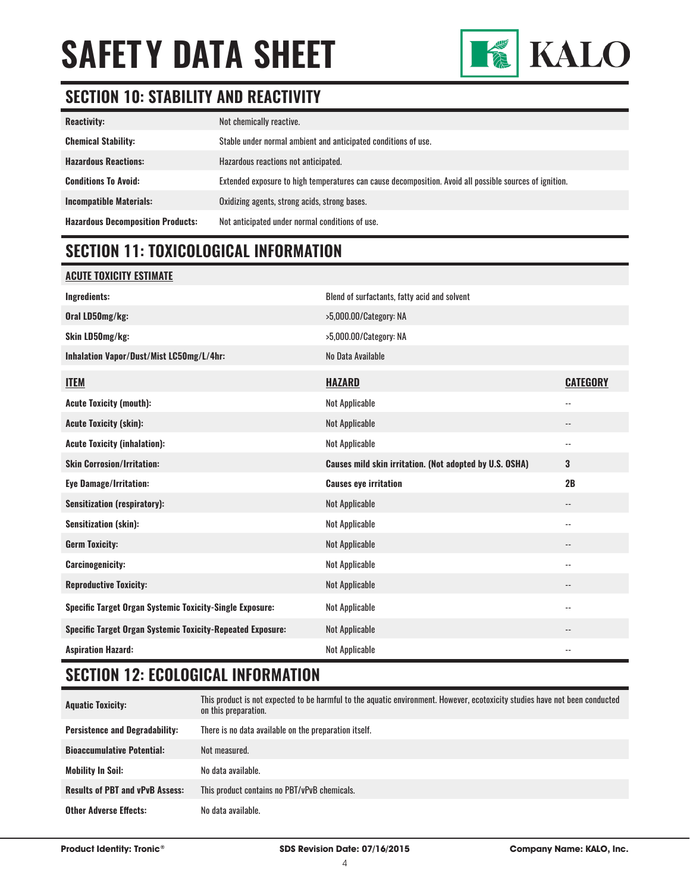# SAFETY DATA SHEET

KALO

## SECTION 10: STABILITY AND REACTIVITY

| | |
|---|---|
| **Reactivity:** | Not chemically reactive. |
| **Chemical Stability:** | Stable under normal ambient and anticipated conditions of use. |
| **Hazardous Reactions:** | Hazardous reactions not anticipated. |
| **Conditions To Avoid:** | Extended exposure to high temperatures can cause decomposition. Avoid all possible sources of ignition. |
| **Incompatible Materials:** | Oxidizing agents, strong acids, strong bases. |
| **Hazardous Decomposition Products:** | Not anticipated under normal conditions of use. |

## SECTION 11: TOXICOLOGICAL INFORMATION

| **ACUTE TOXICITY ESTIMATE** | | |
|---|---|---|
| **Ingredients:** | Blend of surfactants, fatty acid and solvent | |
| **Oral LD50mg/kg:** | >5,000.00/Category: NA | |
| **Skin LD50mg/kg:** | >5,000.00/Category: NA | |
| **Inhalation Vapor/Dust/Mist LC50mg/L/4hr:** | No Data Available | |

| **ITEM** | **HAZARD** | **CATEGORY** |
|---|---|---|
| **Acute Toxicity (mouth):** | Not Applicable | -- |
| **Acute Toxicity (skin):** | Not Applicable | -- |
| **Acute Toxicity (inhalation):** | Not Applicable | -- |
| **Skin Corrosion/Irritation:** | **Causes mild skin irritation. (Not adopted by U.S. OSHA)** | **3** |
| **Eye Damage/Irritation:** | **Causes eye irritation** | **2B** |
| **Sensitization (respiratory):** | Not Applicable | -- |
| **Sensitization (skin):** | Not Applicable | -- |
| **Germ Toxicity:** | Not Applicable | -- |
| **Carcinogenicity:** | Not Applicable | -- |
| **Reproductive Toxicity:** | Not Applicable | -- |
| **Specific Target Organ Systemic Toxicity-Single Exposure:** | Not Applicable | -- |
| **Specific Target Organ Systemic Toxicity-Repeated Exposure:** | Not Applicable | -- |
| **Aspiration Hazard:** | Not Applicable | -- |

## SECTION 12: ECOLOGICAL INFORMATION

| | |
|---|---|
| **Aquatic Toxicity:** | This product is not expected to be harmful to the aquatic environment. However, ecotoxicity studies have not been conducted on this preparation. |
| **Persistence and Degradability:** | There is no data available on the preparation itself. |
| **Bioaccumulative Potential:** | Not measured. |
| **Mobility In Soil:** | No data available. |
| **Results of PBT and vPvB Assess:** | This product contains no PBT/vPvB chemicals. |
| **Other Adverse Effects:** | No data available. |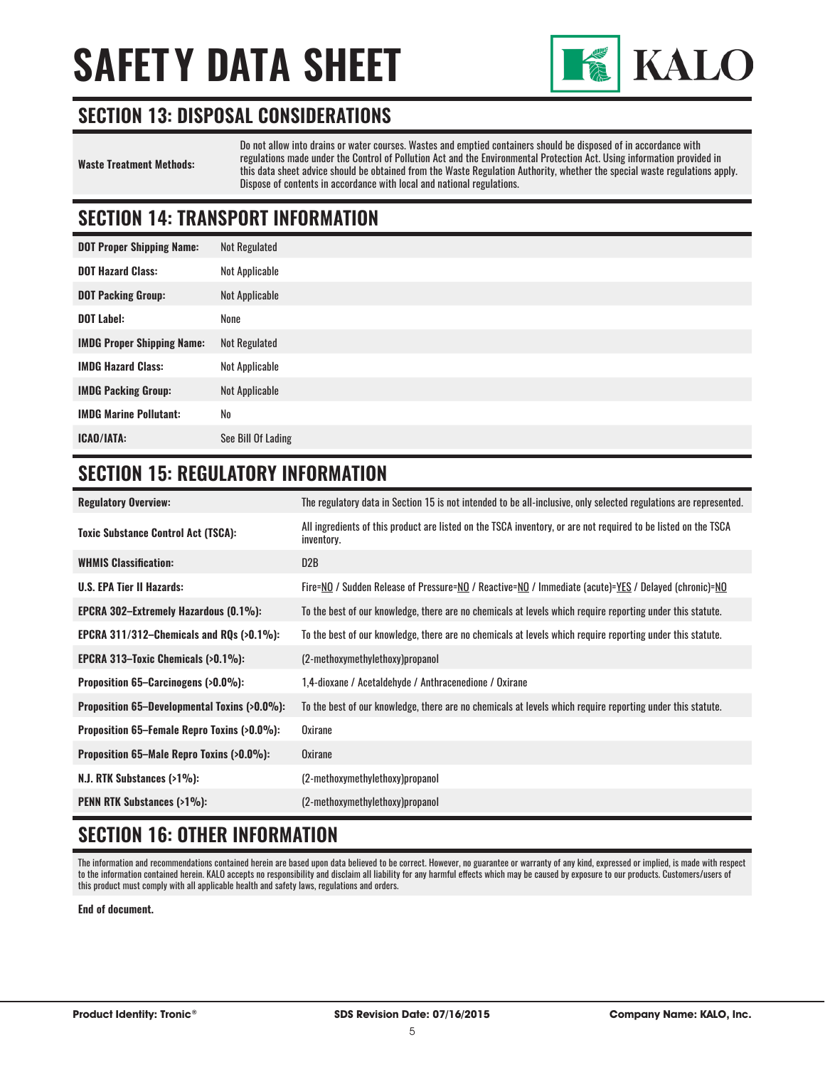# SAFETY DATA SHEET

## SECTION 13: DISPOSAL CONSIDERATIONS

| | |
|---|---|
| **Waste Treatment Methods:** | Do not allow into drains or water courses. Wastes and emptied containers should be disposed of in accordance with regulations made under the Control of Pollution Act and the Environmental Protection Act. Using information provided in this data sheet advice should be obtained from the Waste Regulation Authority, whether the special waste regulations apply. Dispose of contents in accordance with local and national regulations. |

## SECTION 14: TRANSPORT INFORMATION

| | |
|---|---|
| **DOT Proper Shipping Name:** | Not Regulated |
| **DOT Hazard Class:** | Not Applicable |
| **DOT Packing Group:** | Not Applicable |
| **DOT Label:** | None |
| **IMDG Proper Shipping Name:** | Not Regulated |
| **IMDG Hazard Class:** | Not Applicable |
| **IMDG Packing Group:** | Not Applicable |
| **IMDG Marine Pollutant:** | No |
| **ICAO/IATA:** | See Bill Of Lading |

## SECTION 15: REGULATORY INFORMATION

| | |
|---|---|
| **Regulatory Overview:** | The regulatory data in Section 15 is not intended to be all-inclusive, only selected regulations are represented. |
| **Toxic Substance Control Act (TSCA):** | All ingredients of this product are listed on the TSCA inventory, or are not required to be listed on the TSCA inventory. |
| **WHMIS Classification:** | D2B |
| **U.S. EPA Tier II Hazards:** | Fire=NO / Sudden Release of Pressure=NO / Reactive=NO / Immediate (acute)=YES / Delayed (chronic)=NO |
| **EPCRA 302–Extremely Hazardous (0.1%):** | To the best of our knowledge, there are no chemicals at levels which require reporting under this statute. |
| **EPCRA 311/312–Chemicals and RQs (>0.1%):** | To the best of our knowledge, there are no chemicals at levels which require reporting under this statute. |
| **EPCRA 313–Toxic Chemicals (>0.1%):** | (2-methoxymethylethoxy)propanol |
| **Proposition 65–Carcinogens (>0.0%):** | 1,4-dioxane / Acetaldehyde / Anthracenedione / Oxirane |
| **Proposition 65–Developmental Toxins (>0.0%):** | To the best of our knowledge, there are no chemicals at levels which require reporting under this statute. |
| **Proposition 65–Female Repro Toxins (>0.0%):** | Oxirane |
| **Proposition 65–Male Repro Toxins (>0.0%):** | Oxirane |
| **N.J. RTK Substances (>1%):** | (2-methoxymethylethoxy)propanol |
| **PENN RTK Substances (>1%):** | (2-methoxymethylethoxy)propanol |

## SECTION 16: OTHER INFORMATION

The information and recommendations contained herein are based upon data believed to be correct. However, no guarantee or warranty of any kind, expressed or implied, is made with respect to the information contained herein. KALO accepts no responsibility and disclaim all liability for any harmful effects which may be caused by exposure to our products. Customers/users of this product must comply with all applicable health and safety laws, regulations and orders.

**End of document.**